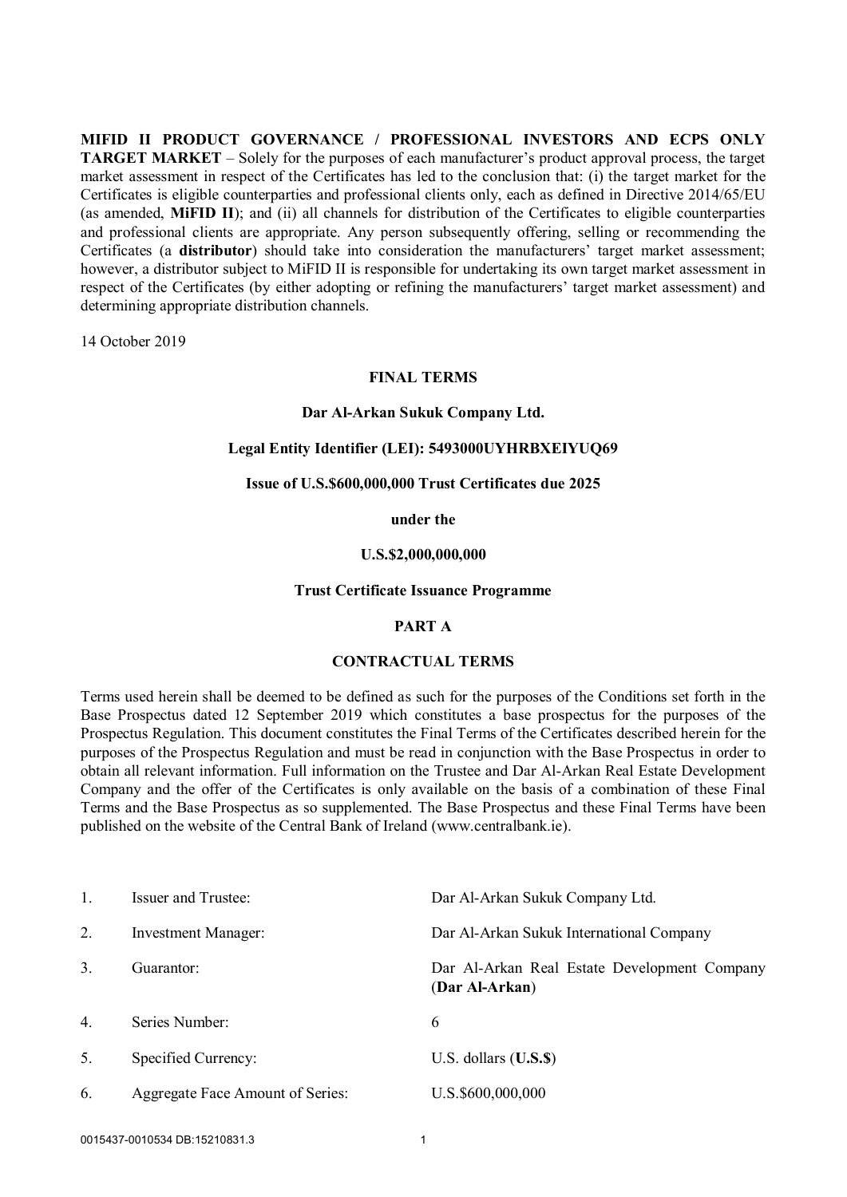**MIFID II PRODUCT GOVERNANCE / PROFESSIONAL INVESTORS AND ECPS ONLY TARGET MARKET** – Solely for the purposes of each manufacturer's product approval process, the target market assessment in respect of the Certificates has led to the conclusion that: (i) the target market for the Certificates is eligible counterparties and professional clients only, each as defined in Directive 2014/65/EU (as amended, **MiFID II**); and (ii) all channels for distribution of the Certificates to eligible counterparties and professional clients are appropriate. Any person subsequently offering, selling or recommending the Certificates (a **distributor**) should take into consideration the manufacturers' target market assessment; however, a distributor subject to MiFID II is responsible for undertaking its own target market assessment in respect of the Certificates (by either adopting or refining the manufacturers' target market assessment) and determining appropriate distribution channels.

14 October 2019

**FINAL TERMS**

**Dar Al-Arkan Sukuk Company Ltd.**

**Legal Entity Identifier (LEI): 5493000UYHRBXEIYUQ69**

**Issue of U.S.$600,000,000 Trust Certificates due 2025**

**under the**

**U.S.$2,000,000,000**

**Trust Certificate Issuance Programme**

**PART A**

**CONTRACTUAL TERMS**

Terms used herein shall be deemed to be defined as such for the purposes of the Conditions set forth in the Base Prospectus dated 12 September 2019 which constitutes a base prospectus for the purposes of the Prospectus Regulation. This document constitutes the Final Terms of the Certificates described herein for the purposes of the Prospectus Regulation and must be read in conjunction with the Base Prospectus in order to obtain all relevant information. Full information on the Trustee and Dar Al-Arkan Real Estate Development Company and the offer of the Certificates is only available on the basis of a combination of these Final Terms and the Base Prospectus as so supplemented. The Base Prospectus and these Final Terms have been published on the website of the Central Bank of Ireland (www.centralbank.ie).

| | | |
|---|---|---|
| 1. | Issuer and Trustee: | Dar Al-Arkan Sukuk Company Ltd. |
| 2. | Investment Manager: | Dar Al-Arkan Sukuk International Company |
| 3. | Guarantor: | Dar Al-Arkan Real Estate Development Company (**Dar Al-Arkan**) |
| 4. | Series Number: | 6 |
| 5. | Specified Currency: | U.S. dollars (**U.S.$**) |
| 6. | Aggregate Face Amount of Series: | U.S.$600,000,000 |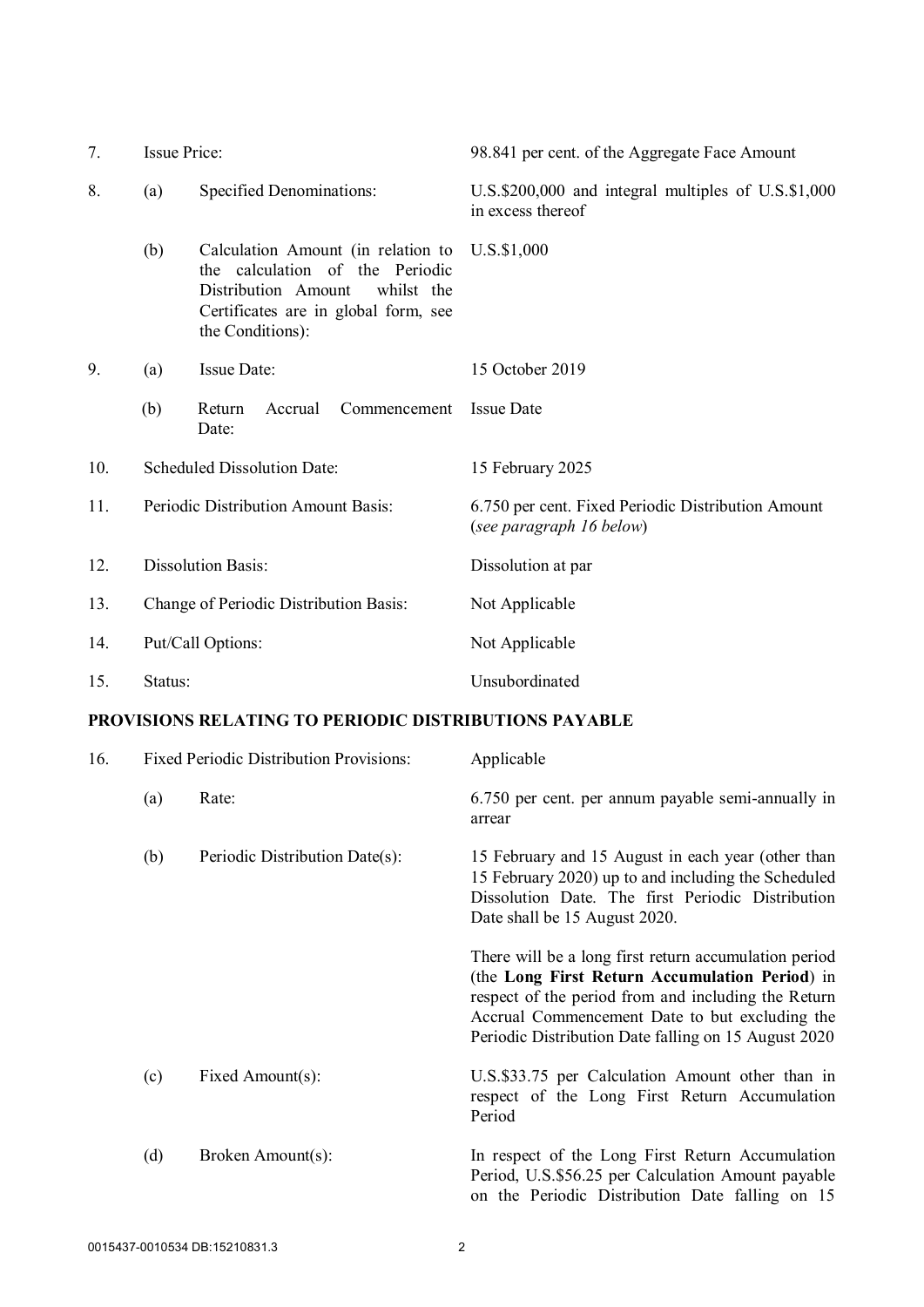| | | | |
|---|---|---|---|
| 7. | Issue Price: | | 98.841 per cent. of the Aggregate Face Amount |
| 8. | (a) | Specified Denominations: | U.S.$200,000 and integral multiples of U.S.$1,000 in excess thereof |
| | (b) | Calculation Amount (in relation to the calculation of the Periodic Distribution Amount whilst the Certificates are in global form, see the Conditions): | U.S.$1,000 |
| 9. | (a) | Issue Date: | 15 October 2019 |
| | (b) | Return Accrual Commencement Date: | Issue Date |
| 10. | Scheduled Dissolution Date: | | 15 February 2025 |
| 11. | Periodic Distribution Amount Basis: | | 6.750 per cent. Fixed Periodic Distribution Amount (*see paragraph 16 below*) |
| 12. | Dissolution Basis: | | Dissolution at par |
| 13. | Change of Periodic Distribution Basis: | | Not Applicable |
| 14. | Put/Call Options: | | Not Applicable |
| 15. | Status: | | Unsubordinated |

**PROVISIONS RELATING TO PERIODIC DISTRIBUTIONS PAYABLE**

| | | | |
|---|---|---|---|
| 16. | Fixed Periodic Distribution Provisions: | | Applicable |
| | (a) | Rate: | 6.750 per cent. per annum payable semi-annually in arrear |
| | (b) | Periodic Distribution Date(s): | 15 February and 15 August in each year (other than 15 February 2020) up to and including the Scheduled Dissolution Date. The first Periodic Distribution Date shall be 15 August 2020.<br><br>There will be a long first return accumulation period (the **Long First Return Accumulation Period**) in respect of the period from and including the Return Accrual Commencement Date to but excluding the Periodic Distribution Date falling on 15 August 2020 |
| | (c) | Fixed Amount(s): | U.S.$33.75 per Calculation Amount other than in respect of the Long First Return Accumulation Period |
| | (d) | Broken Amount(s): | In respect of the Long First Return Accumulation Period, U.S.$56.25 per Calculation Amount payable on the Periodic Distribution Date falling on 15 |

0015437-0010534 DB:15210831.3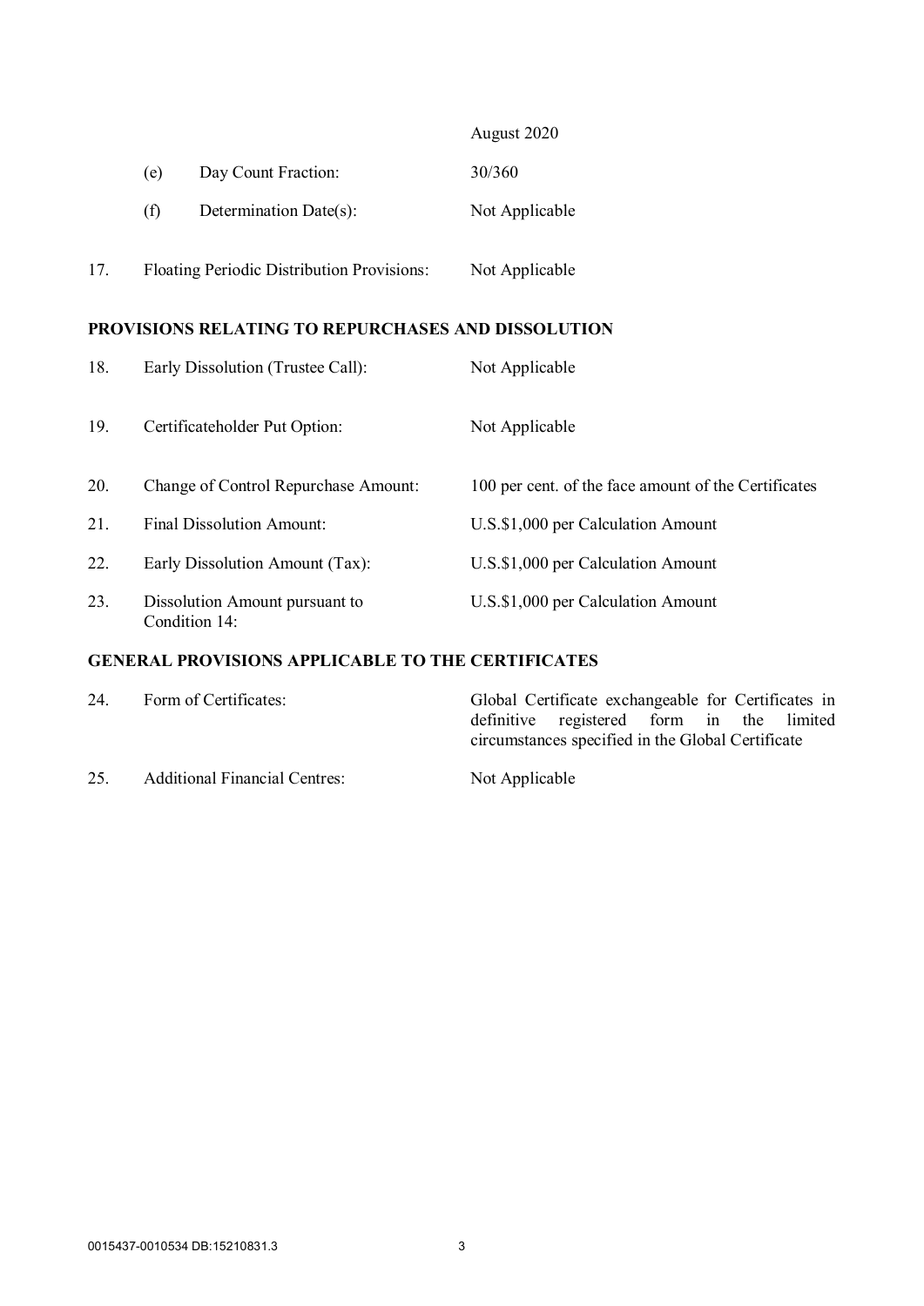| | | |
|---|---|---|
| | | August 2020 |
| | (e) Day Count Fraction: | 30/360 |
| | (f) Determination Date(s): | Not Applicable |
| 17. | Floating Periodic Distribution Provisions: | Not Applicable |

**PROVISIONS RELATING TO REPURCHASES AND DISSOLUTION**

| | | |
|---|---|---|
| 18. | Early Dissolution (Trustee Call): | Not Applicable |
| 19. | Certificateholder Put Option: | Not Applicable |
| 20. | Change of Control Repurchase Amount: | 100 per cent. of the face amount of the Certificates |
| 21. | Final Dissolution Amount: | U.S.$1,000 per Calculation Amount |
| 22. | Early Dissolution Amount (Tax): | U.S.$1,000 per Calculation Amount |
| 23. | Dissolution Amount pursuant to Condition 14: | U.S.$1,000 per Calculation Amount |

**GENERAL PROVISIONS APPLICABLE TO THE CERTIFICATES**

| | | |
|---|---|---|
| 24. | Form of Certificates: | Global Certificate exchangeable for Certificates in definitive registered form in the limited circumstances specified in the Global Certificate |
| 25. | Additional Financial Centres: | Not Applicable |

0015437-0010534 DB:15210831.3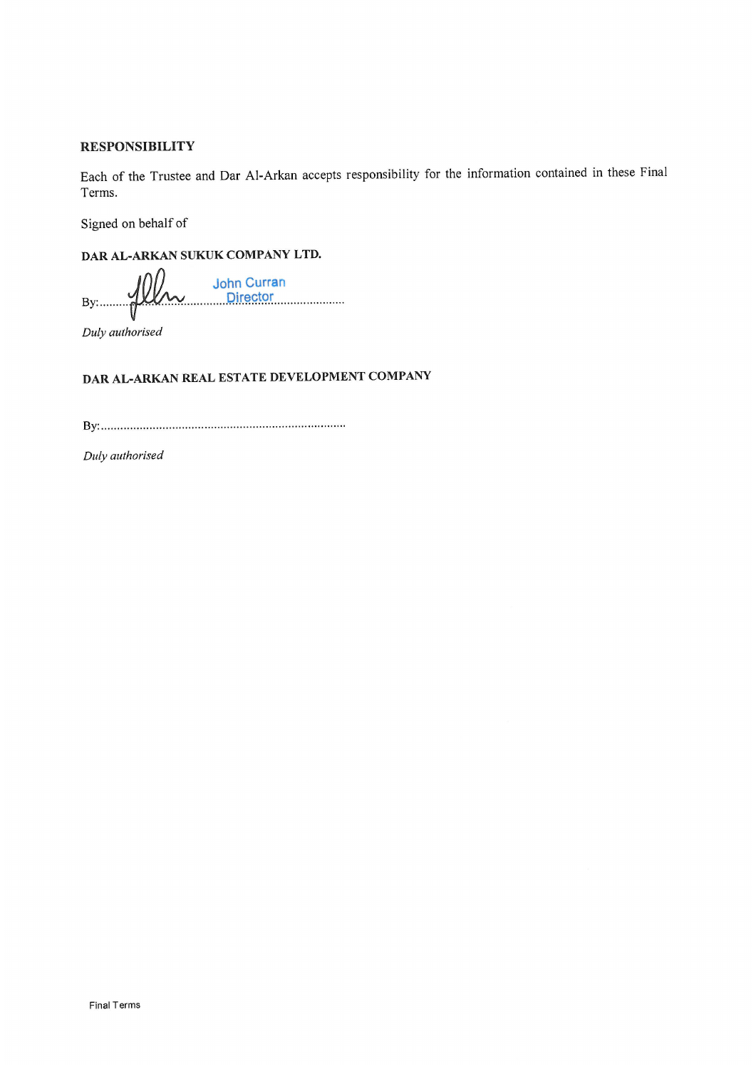## RESPONSIBILITY

Each of the Trustee and Dar Al-Arkan accepts responsibility for the information contained in these Final Terms.

Signed on behalf of

**DAR AL-ARKAN SUKUK COMPANY LTD.**

By:............................................ John Curran Director

*Duly authorised*

**DAR AL-ARKAN REAL ESTATE DEVELOPMENT COMPANY**

By:............................................................................

*Duly authorised*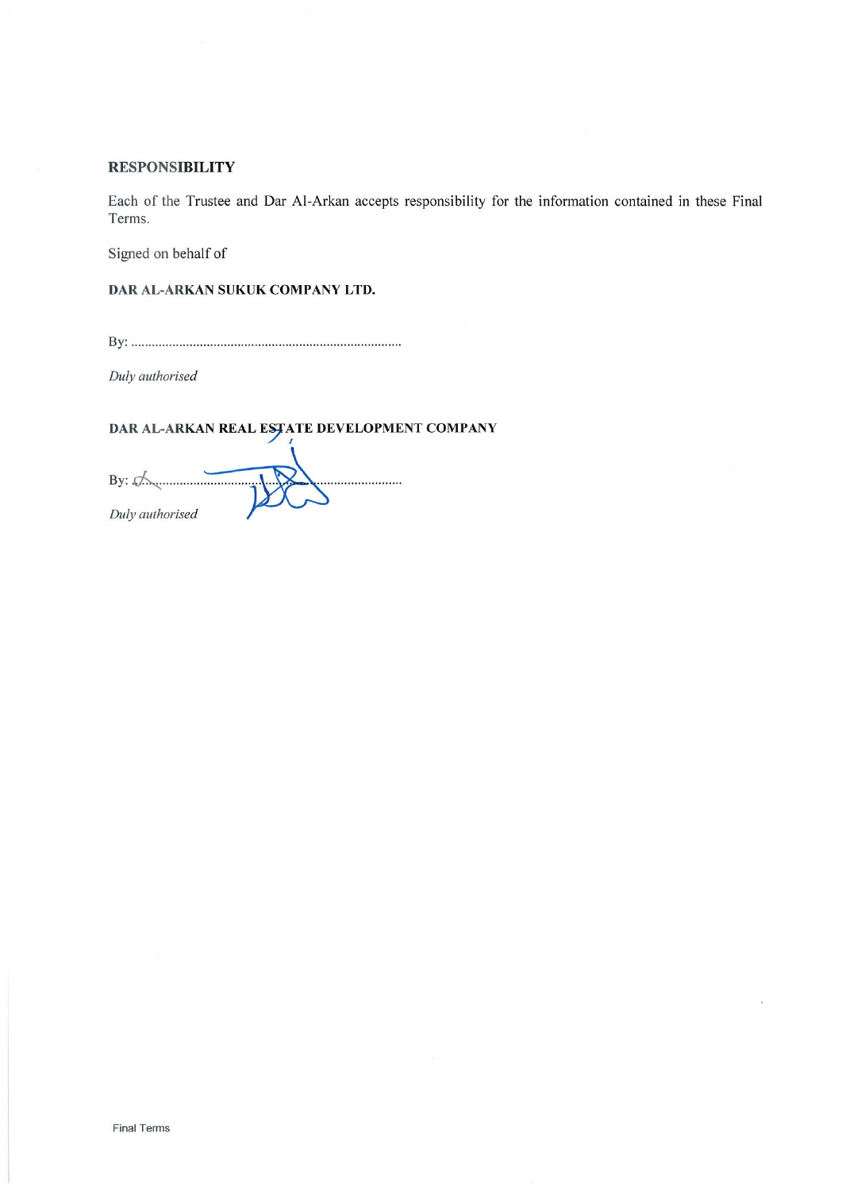## RESPONSIBILITY

Each of the Trustee and Dar Al-Arkan accepts responsibility for the information contained in these Final Terms.

Signed on behalf of

**DAR AL-ARKAN SUKUK COMPANY LTD.**

By: ..............................................................................

*Duly authorised*

**DAR AL-ARKAN REAL ESTATE DEVELOPMENT COMPANY**

By: ..............................................................................

*Duly authorised*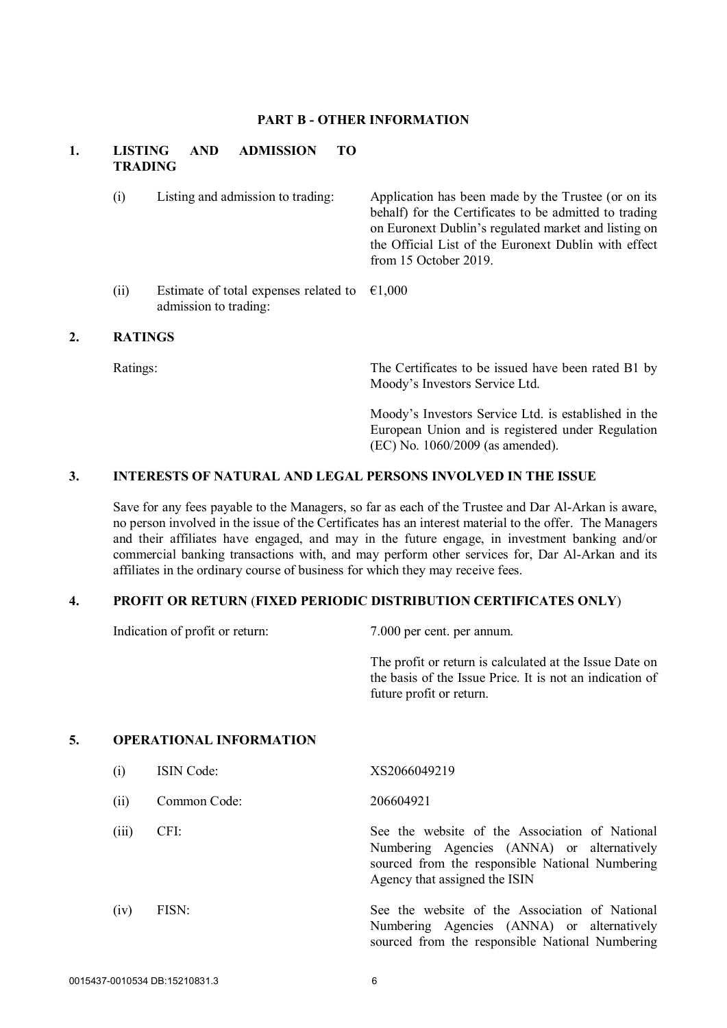## PART B - OTHER INFORMATION

### 1. LISTING AND ADMISSION TO TRADING

| | | |
|---|---|---|
| (i) | Listing and admission to trading: | Application has been made by the Trustee (or on its behalf) for the Certificates to be admitted to trading on Euronext Dublin's regulated market and listing on the Official List of the Euronext Dublin with effect from 15 October 2019. |
| (ii) | Estimate of total expenses related to admission to trading: | €1,000 |

### 2. RATINGS

Ratings: The Certificates to be issued have been rated B1 by Moody's Investors Service Ltd.

Moody's Investors Service Ltd. is established in the European Union and is registered under Regulation (EC) No. 1060/2009 (as amended).

### 3. INTERESTS OF NATURAL AND LEGAL PERSONS INVOLVED IN THE ISSUE

Save for any fees payable to the Managers, so far as each of the Trustee and Dar Al-Arkan is aware, no person involved in the issue of the Certificates has an interest material to the offer. The Managers and their affiliates have engaged, and may in the future engage, in investment banking and/or commercial banking transactions with, and may perform other services for, Dar Al-Arkan and its affiliates in the ordinary course of business for which they may receive fees.

### 4. PROFIT OR RETURN (FIXED PERIODIC DISTRIBUTION CERTIFICATES ONLY)

Indication of profit or return: 7.000 per cent. per annum.

The profit or return is calculated at the Issue Date on the basis of the Issue Price. It is not an indication of future profit or return.

### 5. OPERATIONAL INFORMATION

| | | |
|---|---|---|
| (i) | ISIN Code: | XS2066049219 |
| (ii) | Common Code: | 206604921 |
| (iii) | CFI: | See the website of the Association of National Numbering Agencies (ANNA) or alternatively sourced from the responsible National Numbering Agency that assigned the ISIN |
| (iv) | FISN: | See the website of the Association of National Numbering Agencies (ANNA) or alternatively sourced from the responsible National Numbering |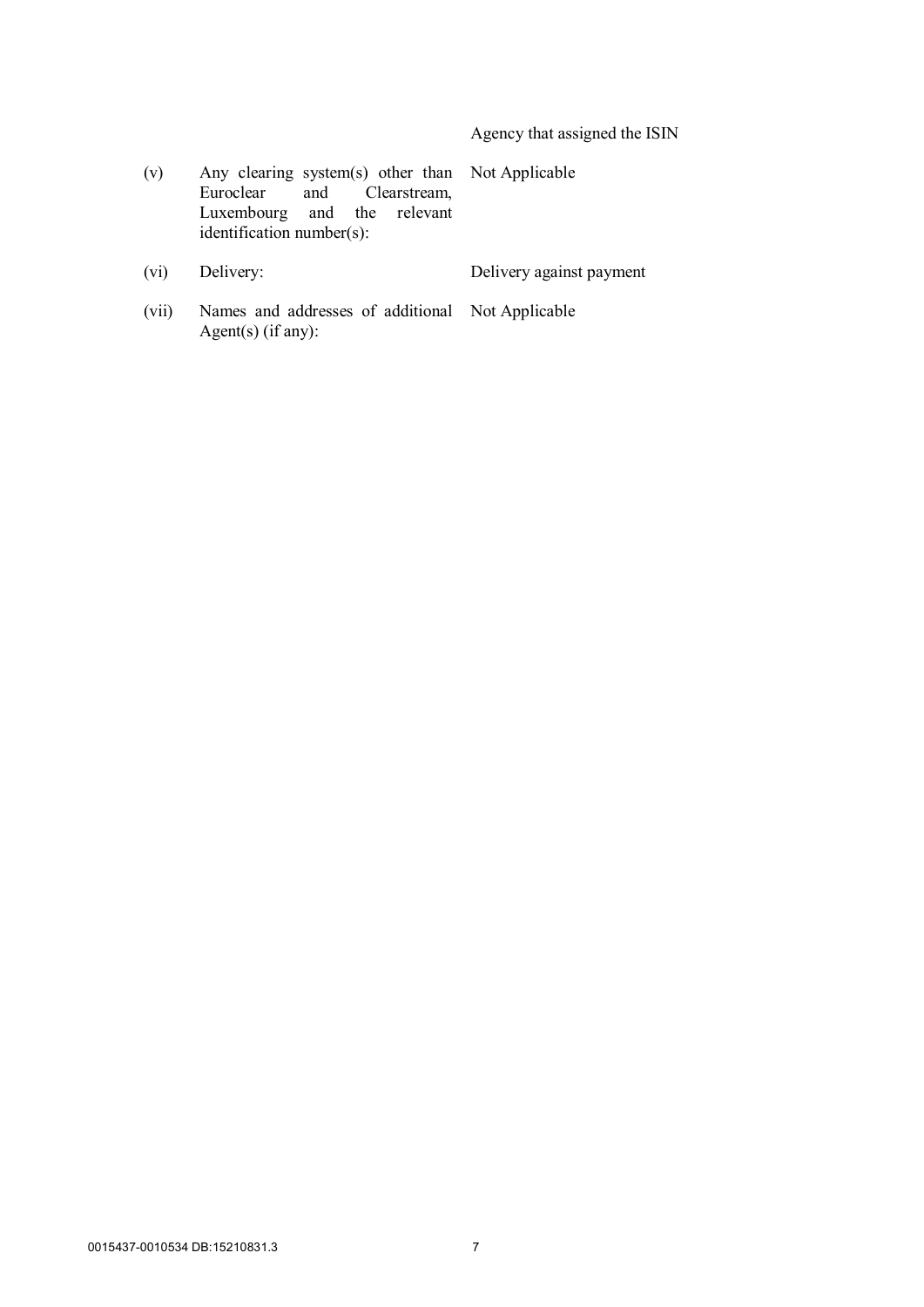| | | |
|---|---|---|
| | | Agency that assigned the ISIN |
| (v) | Any clearing system(s) other than Euroclear and Clearstream, Luxembourg and the relevant identification number(s): | Not Applicable |
| (vi) | Delivery: | Delivery against payment |
| (vii) | Names and addresses of additional Agent(s) (if any): | Not Applicable |